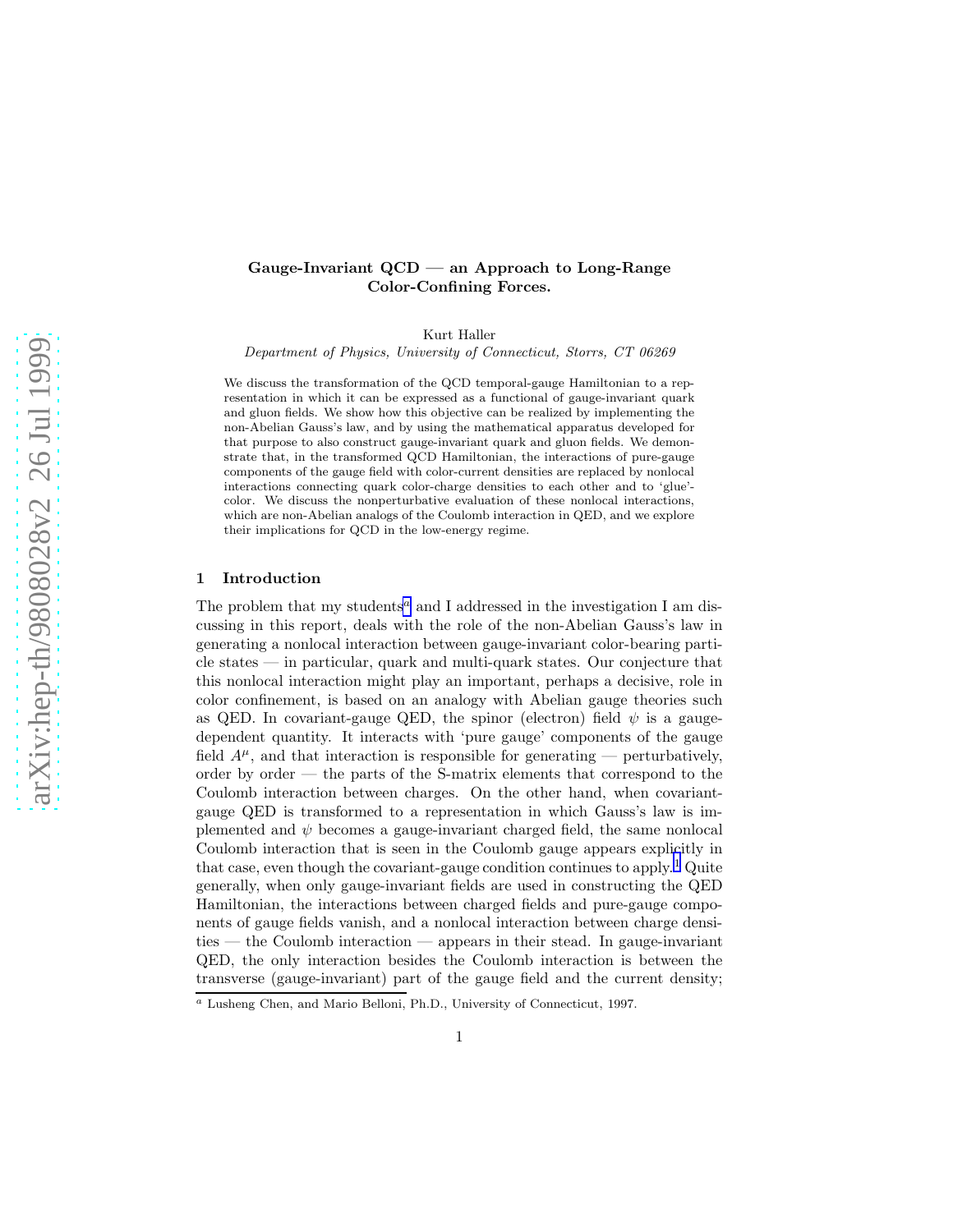# Gauge-Invariant QCD — an Approach to Long-Range Color-Confining Forces.

Kurt Haller

*Department of Physics, University of Connecticut, Storrs, CT 06269*

We discuss the transformation of the QCD temporal-gauge Hamiltonian to a representation in which it can be expressed as a functional of gauge-invariant quark and gluon fields. We show how this objective can be realized by implementing the non-Abelian Gauss's law, and by using the mathematical apparatus developed for that purpose to also construct gauge-invariant quark and gluon fields. We demonstrate that, in the transformed QCD Hamiltonian, the interactions of pure-gauge components of the gauge field with color-current densities are replaced by nonlocal interactions connecting quark color-charge densities to each other and to 'glue'-color. We discuss the nonperturbative evaluation of these nonlocal interactions, which are non-Abelian analogs of the Coulomb interaction in QED, and we explore their implications for QCD in the low-energy regime.

## 1 Introduction

The problem that my students[a] and I addressed in the investigation I am discussing in this report, deals with the role of the non-Abelian Gauss's law in generating a nonlocal interaction between gauge-invariant color-bearing particle states — in particular, quark and multi-quark states. Our conjecture that this nonlocal interaction might play an important, perhaps a decisive, role in color confinement, is based on an analogy with Abelian gauge theories such as QED. In covariant-gauge QED, the spinor (electron) field $\psi$ is a gauge-dependent quantity. It interacts with 'pure gauge' components of the gauge field $A^{\mu}$, and that interaction is responsible for generating — perturbatively, order by order — the parts of the S-matrix elements that correspond to the Coulomb interaction between charges. On the other hand, when covariant-gauge QED is transformed to a representation in which Gauss's law is implemented and $\psi$ becomes a gauge-invariant charged field, the same nonlocal Coulomb interaction that is seen in the Coulomb gauge appears explicitly in that case, even though the covariant-gauge condition continues to apply.[1] Quite generally, when only gauge-invariant fields are used in constructing the QED Hamiltonian, the interactions between charged fields and pure-gauge components of gauge fields vanish, and a nonlocal interaction between charge densities — the Coulomb interaction — appears in their stead. In gauge-invariant QED, the only interaction besides the Coulomb interaction is between the transverse (gauge-invariant) part of the gauge field and the current density;

[a] Lusheng Chen, and Mario Belloni, Ph.D., University of Connecticut, 1997.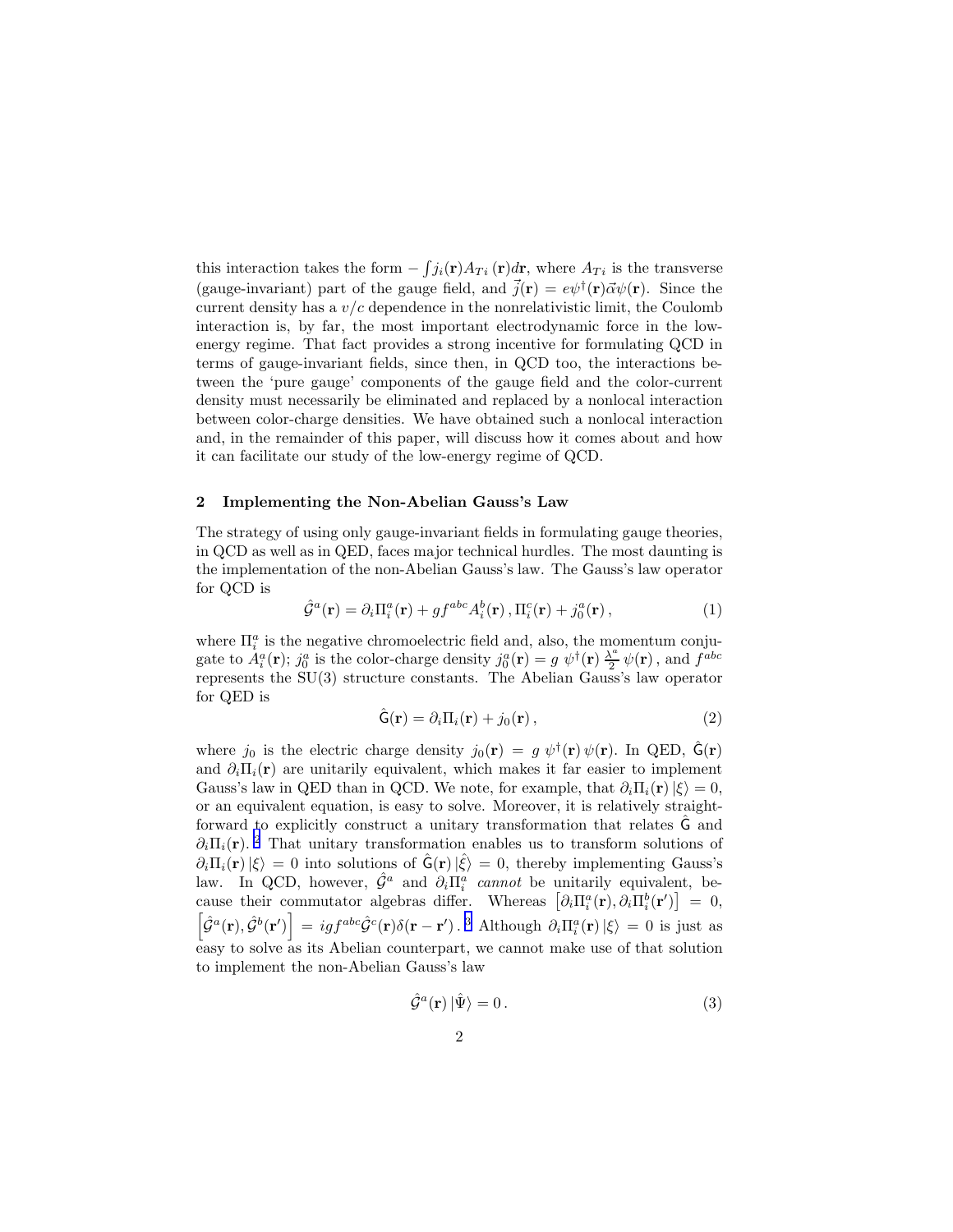this interaction takes the form $-\int j_i(\mathbf{r})A_{Ti}(\mathbf{r})d\mathbf{r}$, where $A_{Ti}$ is the transverse (gauge-invariant) part of the gauge field, and $\vec{j}(\mathbf{r}) = e\psi^\dagger(\mathbf{r})\vec{\alpha}\psi(\mathbf{r})$. Since the current density has a $v/c$ dependence in the nonrelativistic limit, the Coulomb interaction is, by far, the most important electrodynamic force in the low-energy regime. That fact provides a strong incentive for formulating QCD in terms of gauge-invariant fields, since then, in QCD too, the interactions between the 'pure gauge' components of the gauge field and the color-current density must necessarily be eliminated and replaced by a nonlocal interaction between color-charge densities. We have obtained such a nonlocal interaction and, in the remainder of this paper, will discuss how it comes about and how it can facilitate our study of the low-energy regime of QCD.

## 2 Implementing the Non-Abelian Gauss's Law

The strategy of using only gauge-invariant fields in formulating gauge theories, in QCD as well as in QED, faces major technical hurdles. The most daunting is the implementation of the non-Abelian Gauss's law. The Gauss's law operator for QCD is

$$\hat{\mathcal{G}}^a(\mathbf{r}) = \partial_i\Pi_i^a(\mathbf{r}) + gf^{abc}A_i^b(\mathbf{r})\,,\Pi_i^c(\mathbf{r}) + j_0^a(\mathbf{r})\,, \tag{1}$$

where $\Pi_i^a$ is the negative chromoelectric field and, also, the momentum conjugate to $A_i^a(\mathbf{r})$; $j_0^a$ is the color-charge density $j_0^a(\mathbf{r}) = g\ \psi^\dagger(\mathbf{r})\,\frac{\lambda^a}{2}\,\psi(\mathbf{r})$, and $f^{abc}$ represents the SU(3) structure constants. The Abelian Gauss's law operator for QED is

$$\hat{\mathsf{G}}(\mathbf{r}) = \partial_i\Pi_i(\mathbf{r}) + j_0(\mathbf{r})\,, \tag{2}$$

where $j_0$ is the electric charge density $j_0(\mathbf{r}) = g\ \psi^\dagger(\mathbf{r})\,\psi(\mathbf{r})$. In QED, $\hat{\mathsf{G}}(\mathbf{r})$ and $\partial_i\Pi_i(\mathbf{r})$ are unitarily equivalent, which makes it far easier to implement Gauss's law in QED than in QCD. We note, for example, that $\partial_i\Pi_i(\mathbf{r})\,|\xi\rangle = 0$, or an equivalent equation, is easy to solve. Moreover, it is relatively straightforward to explicitly construct a unitary transformation that relates $\hat{\mathsf{G}}$ and $\partial_i\Pi_i(\mathbf{r})$.[2] That unitary transformation enables us to transform solutions of $\partial_i\Pi_i(\mathbf{r})\,|\xi\rangle = 0$ into solutions of $\hat{\mathsf{G}}(\mathbf{r})\,|\hat{\xi}\rangle = 0$, thereby implementing Gauss's law. In QCD, however, $\hat{\mathcal{G}}^a$ and $\partial_i\Pi_i^a$ *cannot* be unitarily equivalent, because their commutator algebras differ. Whereas $\left[\partial_i\Pi_i^a(\mathbf{r}), \partial_i\Pi_i^b(\mathbf{r}')\right] = 0$, $\left[\hat{\mathcal{G}}^a(\mathbf{r}), \hat{\mathcal{G}}^b(\mathbf{r}')\right] = igf^{abc}\hat{\mathcal{G}}^c(\mathbf{r})\delta(\mathbf{r}-\mathbf{r}')$.[3] Although $\partial_i\Pi_i^a(\mathbf{r})\,|\xi\rangle = 0$ is just as easy to solve as its Abelian counterpart, we cannot make use of that solution to implement the non-Abelian Gauss's law

$$\hat{\mathcal{G}}^a(\mathbf{r})\,|\hat{\Psi}\rangle = 0\,. \tag{3}$$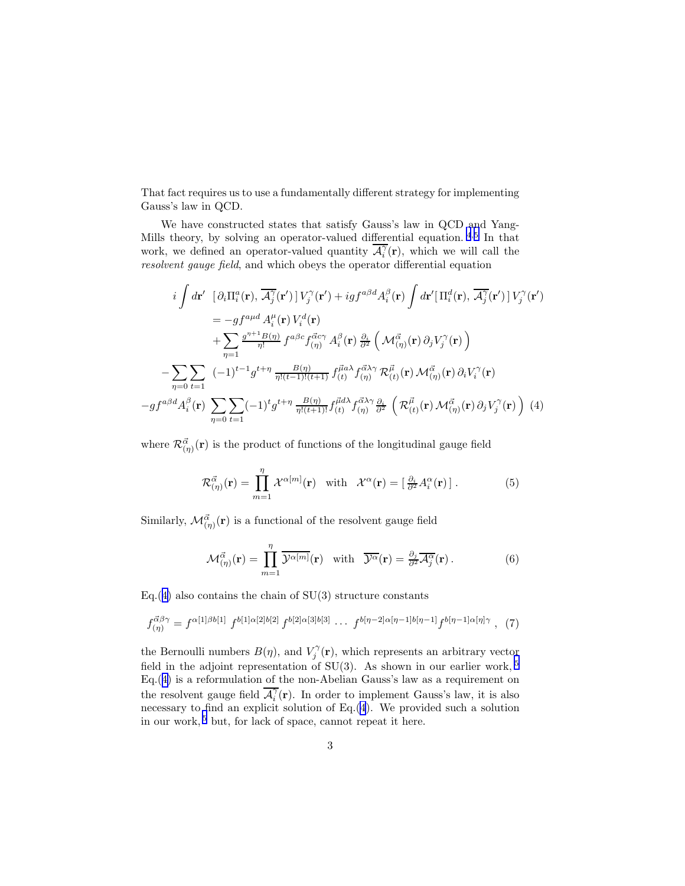That fact requires us to use a fundamentally different strategy for implementing Gauss's law in QCD.

We have constructed states that satisfy Gauss's law in QCD and Yang-Mills theory, by solving an operator-valued differential equation.[4,5] In that work, we defined an operator-valued quantity $\overline{\mathcal{A}_i^\gamma}(\mathbf{r})$, which we will call the *resolvent gauge field*, and which obeys the operator differential equation

$$
\begin{aligned}
i\int d\mathbf{r}'\;\; & [\,\partial_i\Pi_i^a(\mathbf{r}),\,\overline{\mathcal{A}_j^\gamma}(\mathbf{r}')\,]\,V_j^\gamma(\mathbf{r}') + igf^{a\beta d}A_i^\beta(\mathbf{r})\int d\mathbf{r}'[\,\Pi_i^d(\mathbf{r}),\,\overline{\mathcal{A}_j^\gamma}(\mathbf{r}')\,]\,V_j^\gamma(\mathbf{r}') \\
&= -gf^{a\mu d}\,A_i^\mu(\mathbf{r})\,V_i^d(\mathbf{r}) \\
&\quad + \sum_{\eta=1}\tfrac{g^{\eta+1}B(\eta)}{\eta!}\,f^{a\beta c}f_{(\eta)}^{\vec{\alpha}c\gamma}\,A_i^\beta(\mathbf{r})\,\tfrac{\partial_i}{\partial^2}\left(\,\mathcal{M}_{(\eta)}^{\vec{\alpha}}(\mathbf{r})\,\partial_j V_j^\gamma(\mathbf{r})\,\right) \\
-\sum_{\eta=0}\sum_{t=1}\;\; & (-1)^{t-1}g^{t+\eta}\,\tfrac{B(\eta)}{\eta!(t-1)!(t+1)}\,f_{(t)}^{\vec{\mu}a\lambda}\,f_{(\eta)}^{\vec{\alpha}\lambda\gamma}\,\mathcal{R}_{(t)}^{\vec{\mu}}(\mathbf{r})\,\mathcal{M}_{(\eta)}^{\vec{\alpha}}(\mathbf{r})\,\partial_i V_i^\gamma(\mathbf{r}) \\
-gf^{a\beta d}A_i^\beta(\mathbf{r})\;& \sum_{\eta=0}\sum_{t=1}(-1)^t g^{t+\eta}\,\tfrac{B(\eta)}{\eta!(t+1)!}f_{(t)}^{\vec{\mu}d\lambda}\,f_{(\eta)}^{\vec{\alpha}\lambda\gamma}\,\tfrac{\partial_i}{\partial^2}\left(\,\mathcal{R}_{(t)}^{\vec{\mu}}(\mathbf{r})\,\mathcal{M}_{(\eta)}^{\vec{\alpha}}(\mathbf{r})\,\partial_j V_j^\gamma(\mathbf{r})\,\right)
\end{aligned} \tag{4}
$$

where $\mathcal{R}_{(\eta)}^{\vec{\alpha}}(\mathbf{r})$ is the product of functions of the longitudinal gauge field

$$
\mathcal{R}_{(\eta)}^{\vec{\alpha}}(\mathbf{r}) = \prod_{m=1}^{\eta}\mathcal{X}^{\alpha[m]}(\mathbf{r}) \quad \text{with} \quad \mathcal{X}^\alpha(\mathbf{r}) = [\,\tfrac{\partial_i}{\partial^2}A_i^\alpha(\mathbf{r})\,]\,. \tag{5}
$$

Similarly, $\mathcal{M}_{(\eta)}^{\vec{\alpha}}(\mathbf{r})$ is a functional of the resolvent gauge field

$$
\mathcal{M}_{(\eta)}^{\vec{\alpha}}(\mathbf{r}) = \prod_{m=1}^{\eta}\overline{\mathcal{Y}^{\alpha[m]}}(\mathbf{r}) \quad \text{with} \quad \overline{\mathcal{Y}^\alpha}(\mathbf{r}) = \tfrac{\partial_j}{\partial^2}\overline{\mathcal{A}_j^\alpha}(\mathbf{r})\,. \tag{6}
$$

Eq.(4) also contains the chain of SU(3) structure constants

$$
f_{(\eta)}^{\vec{\alpha}\beta\gamma} = f^{\alpha[1]\beta b[1]}\;f^{b[1]\alpha[2]b[2]}\;f^{b[2]\alpha[3]b[3]}\;\cdots\;f^{b[\eta-2]\alpha[\eta-1]b[\eta-1]}f^{b[\eta-1]\alpha[\eta]\gamma}\;, \tag{7}
$$

the Bernoulli numbers $B(\eta)$, and $V_j^\gamma(\mathbf{r})$, which represents an arbitrary vector field in the adjoint representation of SU(3). As shown in our earlier work,[5] Eq.(4) is a reformulation of the non-Abelian Gauss's law as a requirement on the resolvent gauge field $\overline{\mathcal{A}_i^\gamma}(\mathbf{r})$. In order to implement Gauss's law, it is also necessary to find an explicit solution of Eq.(4). We provided such a solution in our work,[5] but, for lack of space, cannot repeat it here.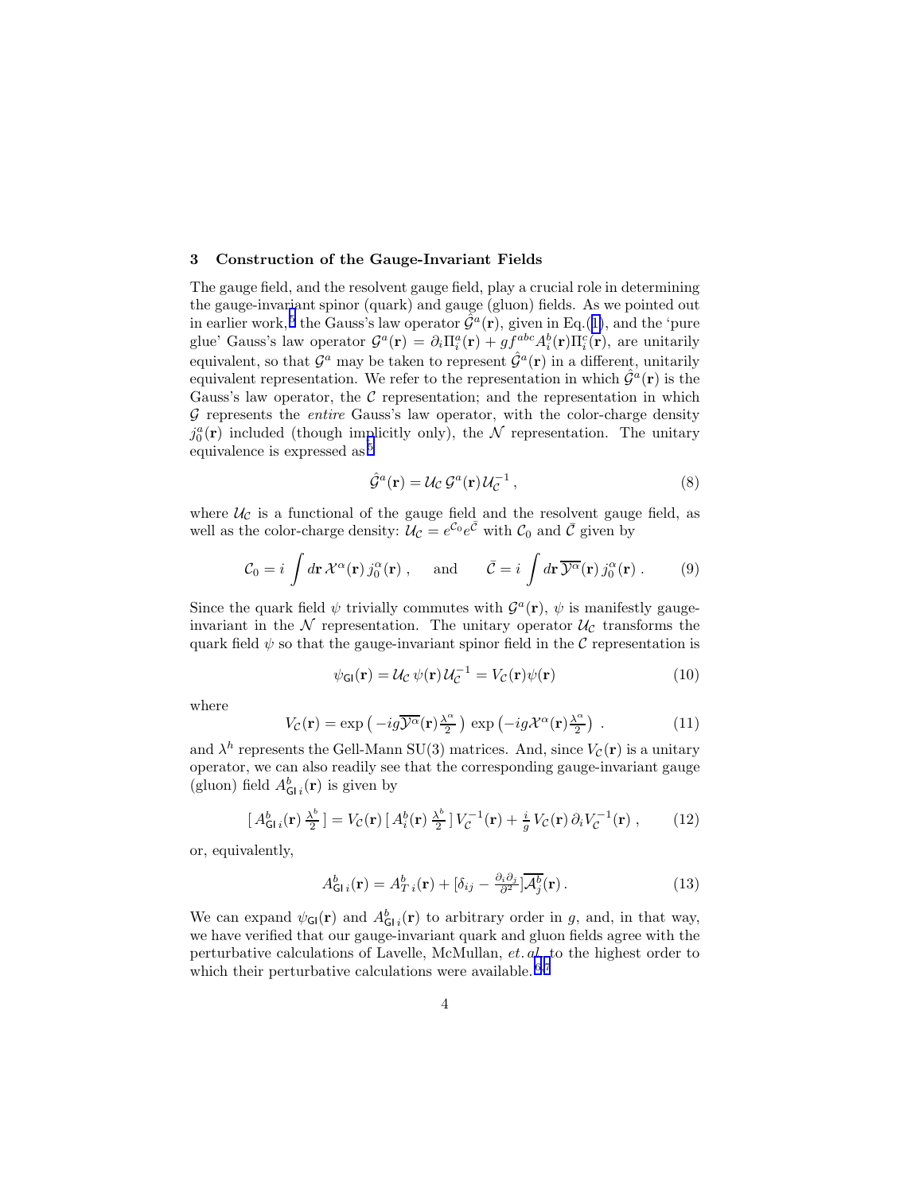## 3 Construction of the Gauge-Invariant Fields

The gauge field, and the resolvent gauge field, play a crucial role in determining the gauge-invariant spinor (quark) and gauge (gluon) fields. As we pointed out in earlier work,[5] the Gauss's law operator $\hat{\mathcal{G}}^a(\mathbf{r})$, given in Eq.(1), and the 'pure glue' Gauss's law operator $\mathcal{G}^a(\mathbf{r}) = \partial_i \Pi_i^a(\mathbf{r}) + g f^{abc} A_i^b(\mathbf{r}) \Pi_i^c(\mathbf{r})$, are unitarily equivalent, so that $\mathcal{G}^a$ may be taken to represent $\hat{\mathcal{G}}^a(\mathbf{r})$ in a different, unitarily equivalent representation. We refer to the representation in which $\hat{\mathcal{G}}^a(\mathbf{r})$ is the Gauss's law operator, the $\mathcal{C}$ representation; and the representation in which $\mathcal{G}$ represents the *entire* Gauss's law operator, with the color-charge density $j_0^a(\mathbf{r})$ included (though implicitly only), the $\mathcal{N}$ representation. The unitary equivalence is expressed as[5]

$$\hat{\mathcal{G}}^a(\mathbf{r}) = \mathcal{U}_{\mathcal{C}}\, \mathcal{G}^a(\mathbf{r})\, \mathcal{U}_{\mathcal{C}}^{-1}\,, \tag{8}$$

where $\mathcal{U}_{\mathcal{C}}$ is a functional of the gauge field and the resolvent gauge field, as well as the color-charge density: $\mathcal{U}_{\mathcal{C}} = e^{\mathcal{C}_0} e^{\bar{\mathcal{C}}}$ with $\mathcal{C}_0$ and $\bar{\mathcal{C}}$ given by

$$\mathcal{C}_0 = i \int d\mathbf{r}\, \mathcal{X}^\alpha(\mathbf{r})\, j_0^\alpha(\mathbf{r})\,, \quad \text{and} \quad \bar{\mathcal{C}} = i \int d\mathbf{r}\, \overline{\mathcal{Y}^\alpha}(\mathbf{r})\, j_0^\alpha(\mathbf{r})\,. \tag{9}$$

Since the quark field $\psi$ trivially commutes with $\mathcal{G}^a(\mathbf{r})$, $\psi$ is manifestly gauge-invariant in the $\mathcal{N}$ representation. The unitary operator $\mathcal{U}_{\mathcal{C}}$ transforms the quark field $\psi$ so that the gauge-invariant spinor field in the $\mathcal{C}$ representation is

$$\psi_{\mathsf{GI}}(\mathbf{r}) = \mathcal{U}_{\mathcal{C}}\, \psi(\mathbf{r})\, \mathcal{U}_{\mathcal{C}}^{-1} = V_{\mathcal{C}}(\mathbf{r}) \psi(\mathbf{r}) \tag{10}$$

where

$$V_{\mathcal{C}}(\mathbf{r}) = \exp\left( -ig\overline{\mathcal{Y}^\alpha}(\mathbf{r}) \tfrac{\lambda^\alpha}{2} \right)\, \exp\left( -ig\mathcal{X}^\alpha(\mathbf{r}) \tfrac{\lambda^\alpha}{2} \right)\,. \tag{11}$$

and $\lambda^h$ represents the Gell-Mann SU(3) matrices. And, since $V_{\mathcal{C}}(\mathbf{r})$ is a unitary operator, we can also readily see that the corresponding gauge-invariant gauge (gluon) field $A_{\mathsf{GI}\,i}^b(\mathbf{r})$ is given by

$$[\, A_{\mathsf{GI}\,i}^b(\mathbf{r})\, \tfrac{\lambda^b}{2}\,] = V_{\mathcal{C}}(\mathbf{r})\, [\, A_i^b(\mathbf{r})\, \tfrac{\lambda^b}{2}\,]\, V_{\mathcal{C}}^{-1}(\mathbf{r}) + \tfrac{i}{g}\, V_{\mathcal{C}}(\mathbf{r})\, \partial_i V_{\mathcal{C}}^{-1}(\mathbf{r})\,, \tag{12}$$

or, equivalently,

$$A_{\mathsf{GI}\,i}^b(\mathbf{r}) = A_{T\,i}^b(\mathbf{r}) + [\delta_{ij} - \tfrac{\partial_i \partial_j}{\partial^2}] \overline{\mathcal{A}_j^b}(\mathbf{r})\,. \tag{13}$$

We can expand $\psi_{\mathsf{GI}}(\mathbf{r})$ and $A_{\mathsf{GI}\,i}^b(\mathbf{r})$ to arbitrary order in $g$, and, in that way, we have verified that our gauge-invariant quark and gluon fields agree with the perturbative calculations of Lavelle, McMullan, *et. al.* to the highest order to which their perturbative calculations were available.[6,7]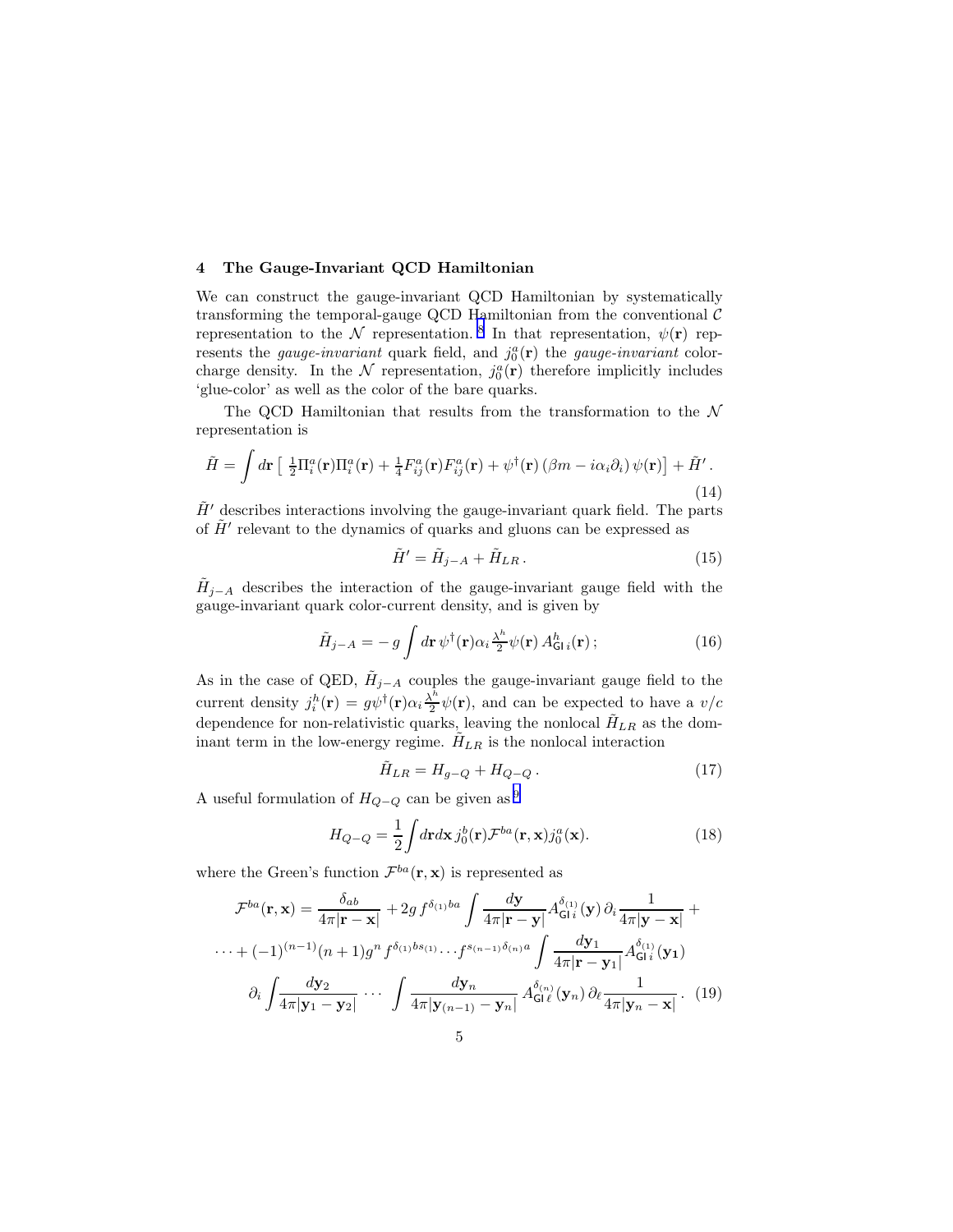## 4 The Gauge-Invariant QCD Hamiltonian

We can construct the gauge-invariant QCD Hamiltonian by systematically transforming the temporal-gauge QCD Hamiltonian from the conventional $\mathcal{C}$ representation to the $\mathcal{N}$ representation.[8] In that representation, $\psi(\mathbf{r})$ represents the *gauge-invariant* quark field, and $j_0^a(\mathbf{r})$ the *gauge-invariant* color-charge density. In the $\mathcal{N}$ representation, $j_0^a(\mathbf{r})$ therefore implicitly includes 'glue-color' as well as the color of the bare quarks.

The QCD Hamiltonian that results from the transformation to the $\mathcal{N}$ representation is

$$\tilde{H} = \int d\mathbf{r}\left[\, \tfrac{1}{2}\Pi_i^a(\mathbf{r})\Pi_i^a(\mathbf{r}) + \tfrac{1}{4}F_{ij}^a(\mathbf{r})F_{ij}^a(\mathbf{r}) + \psi^\dagger(\mathbf{r})\left(\beta m - i\alpha_i\partial_i\right)\psi(\mathbf{r})\right] + \tilde{H}'\,. \tag{14}$$

$\tilde{H}'$ describes interactions involving the gauge-invariant quark field. The parts of $\tilde{H}'$ relevant to the dynamics of quarks and gluons can be expressed as

$$\tilde{H}' = \tilde{H}_{j-A} + \tilde{H}_{LR}\,. \tag{15}$$

$\tilde{H}_{j-A}$ describes the interaction of the gauge-invariant gauge field with the gauge-invariant quark color-current density, and is given by

$$\tilde{H}_{j-A} = -\,g\int d\mathbf{r}\,\psi^\dagger(\mathbf{r})\alpha_i\tfrac{\lambda^h}{2}\psi(\mathbf{r})\,A_{\mathsf{GI}\,i}^h(\mathbf{r})\,; \tag{16}$$

As in the case of QED, $\tilde{H}_{j-A}$ couples the gauge-invariant gauge field to the current density $j_i^h(\mathbf{r}) = g\psi^\dagger(\mathbf{r})\alpha_i\frac{\lambda^h}{2}\psi(\mathbf{r})$, and can be expected to have a $v/c$ dependence for non-relativistic quarks, leaving the nonlocal $\tilde{H}_{LR}$ as the dominant term in the low-energy regime. $\tilde{H}_{LR}$ is the nonlocal interaction

$$\tilde{H}_{LR} = H_{g-Q} + H_{Q-Q}\,. \tag{17}$$

A useful formulation of $H_{Q-Q}$ can be given as[9]

$$H_{Q-Q} = \frac{1}{2}\int d\mathbf{r}d\mathbf{x}\,j_0^b(\mathbf{r})\mathcal{F}^{ba}(\mathbf{r},\mathbf{x})j_0^a(\mathbf{x}). \tag{18}$$

where the Green's function $\mathcal{F}^{ba}(\mathbf{r},\mathbf{x})$ is represented as

$$\begin{aligned}\mathcal{F}^{ba}(\mathbf{r},\mathbf{x}) &= \frac{\delta_{ab}}{4\pi|\mathbf{r}-\mathbf{x}|} + 2g\,f^{\delta_{(1)}ba}\int\frac{d\mathbf{y}}{4\pi|\mathbf{r}-\mathbf{y}|}A_{\mathsf{GI}\,i}^{\delta_{(1)}}(\mathbf{y})\,\partial_i\frac{1}{4\pi|\mathbf{y}-\mathbf{x}|} + \\ \cdots + (-1)^{(n-1)}&(n+1)g^n\,f^{\delta_{(1)}bs_{(1)}}\cdots f^{s_{(n-1)}\delta_{(n)}a}\int\frac{d\mathbf{y}_1}{4\pi|\mathbf{r}-\mathbf{y}_1|}A_{\mathsf{GI}\,i}^{\delta_{(1)}}(\mathbf{y}_1) \\ \partial_i\int&\frac{d\mathbf{y}_2}{4\pi|\mathbf{y}_1-\mathbf{y}_2|}\cdots\int\frac{d\mathbf{y}_n}{4\pi|\mathbf{y}_{(n-1)}-\mathbf{y}_n|}\,A_{\mathsf{GI}\,\ell}^{\delta_{(n)}}(\mathbf{y}_n)\,\partial_\ell\frac{1}{4\pi|\mathbf{y}_n-\mathbf{x}|}\,.\end{aligned} \tag{19}$$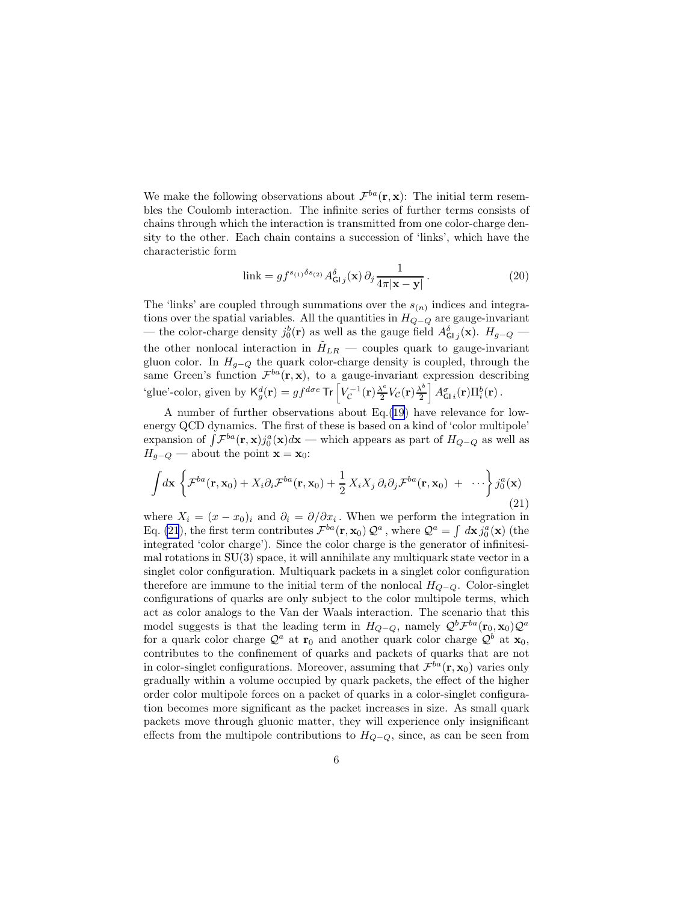We make the following observations about $\mathcal{F}^{ba}(\mathbf{r},\mathbf{x})$: The initial term resembles the Coulomb interaction. The infinite series of further terms consists of chains through which the interaction is transmitted from one color-charge density to the other. Each chain contains a succession of 'links', which have the characteristic form

$$\text{link} = g f^{s_{(1)}\delta s_{(2)}} A^{\delta}_{\mathsf{GI}\,j}(\mathbf{x})\,\partial_j \frac{1}{4\pi|\mathbf{x}-\mathbf{y}|}\,. \tag{20}$$

The 'links' are coupled through summations over the $s_{(n)}$ indices and integrations over the spatial variables. All the quantities in $H_{Q-Q}$ are gauge-invariant — the color-charge density $j^b_0(\mathbf{r})$ as well as the gauge field $A^{\delta}_{\mathsf{GI}\,j}(\mathbf{x})$. $H_{g-Q}$ — the other nonlocal interaction in $\tilde{H}_{LR}$ — couples quark to gauge-invariant gluon color. In $H_{g-Q}$ the quark color-charge density is coupled, through the same Green's function $\mathcal{F}^{ba}(\mathbf{r},\mathbf{x})$, to a gauge-invariant expression describing 'glue'-color, given by $\mathsf{K}^d_g(\mathbf{r}) = gf^{d\sigma e}\,\mathsf{Tr}\left[V^{-1}_{\mathcal{C}}(\mathbf{r})\frac{\lambda^e}{2}V_{\mathcal{C}}(\mathbf{r})\frac{\lambda^b}{2}\right]A^{\sigma}_{\mathsf{GI}\,i}(\mathbf{r})\Pi^b_i(\mathbf{r})$.

A number of further observations about Eq.(19) have relevance for low-energy QCD dynamics. The first of these is based on a kind of 'color multipole' expansion of $\int \mathcal{F}^{ba}(\mathbf{r},\mathbf{x}) j^a_0(\mathbf{x}) d\mathbf{x}$ — which appears as part of $H_{Q-Q}$ as well as $H_{g-Q}$ — about the point $\mathbf{x} = \mathbf{x}_0$:

$$\int d\mathbf{x}\,\left\{\mathcal{F}^{ba}(\mathbf{r},\mathbf{x}_0) + X_i\partial_i\mathcal{F}^{ba}(\mathbf{r},\mathbf{x}_0) + \frac{1}{2}\,X_iX_j\,\partial_i\partial_j\mathcal{F}^{ba}(\mathbf{r},\mathbf{x}_0)\ +\ \cdots\right\} j^a_0(\mathbf{x}) \tag{21}$$

where $X_i = (x - x_0)_i$ and $\partial_i = \partial/\partial x_i$. When we perform the integration in Eq. (21), the first term contributes $\mathcal{F}^{ba}(\mathbf{r},\mathbf{x}_0)\,\mathcal{Q}^a$, where $\mathcal{Q}^a = \int\,d\mathbf{x}\,j^a_0(\mathbf{x})$ (the integrated 'color charge'). Since the color charge is the generator of infinitesimal rotations in SU(3) space, it will annihilate any multiquark state vector in a singlet color configuration. Multiquark packets in a singlet color configuration therefore are immune to the initial term of the nonlocal $H_{Q-Q}$. Color-singlet configurations of quarks are only subject to the color multipole terms, which act as color analogs to the Van der Waals interaction. The scenario that this model suggests is that the leading term in $H_{Q-Q}$, namely $\mathcal{Q}^b\mathcal{F}^{ba}(\mathbf{r}_0,\mathbf{x}_0)\mathcal{Q}^a$ for a quark color charge $\mathcal{Q}^a$ at $\mathbf{r}_0$ and another quark color charge $\mathcal{Q}^b$ at $\mathbf{x}_0$, contributes to the confinement of quarks and packets of quarks that are not in color-singlet configurations. Moreover, assuming that $\mathcal{F}^{ba}(\mathbf{r},\mathbf{x}_0)$ varies only gradually within a volume occupied by quark packets, the effect of the higher order color multipole forces on a packet of quarks in a color-singlet configuration becomes more significant as the packet increases in size. As small quark packets move through gluonic matter, they will experience only insignificant effects from the multipole contributions to $H_{Q-Q}$, since, as can be seen from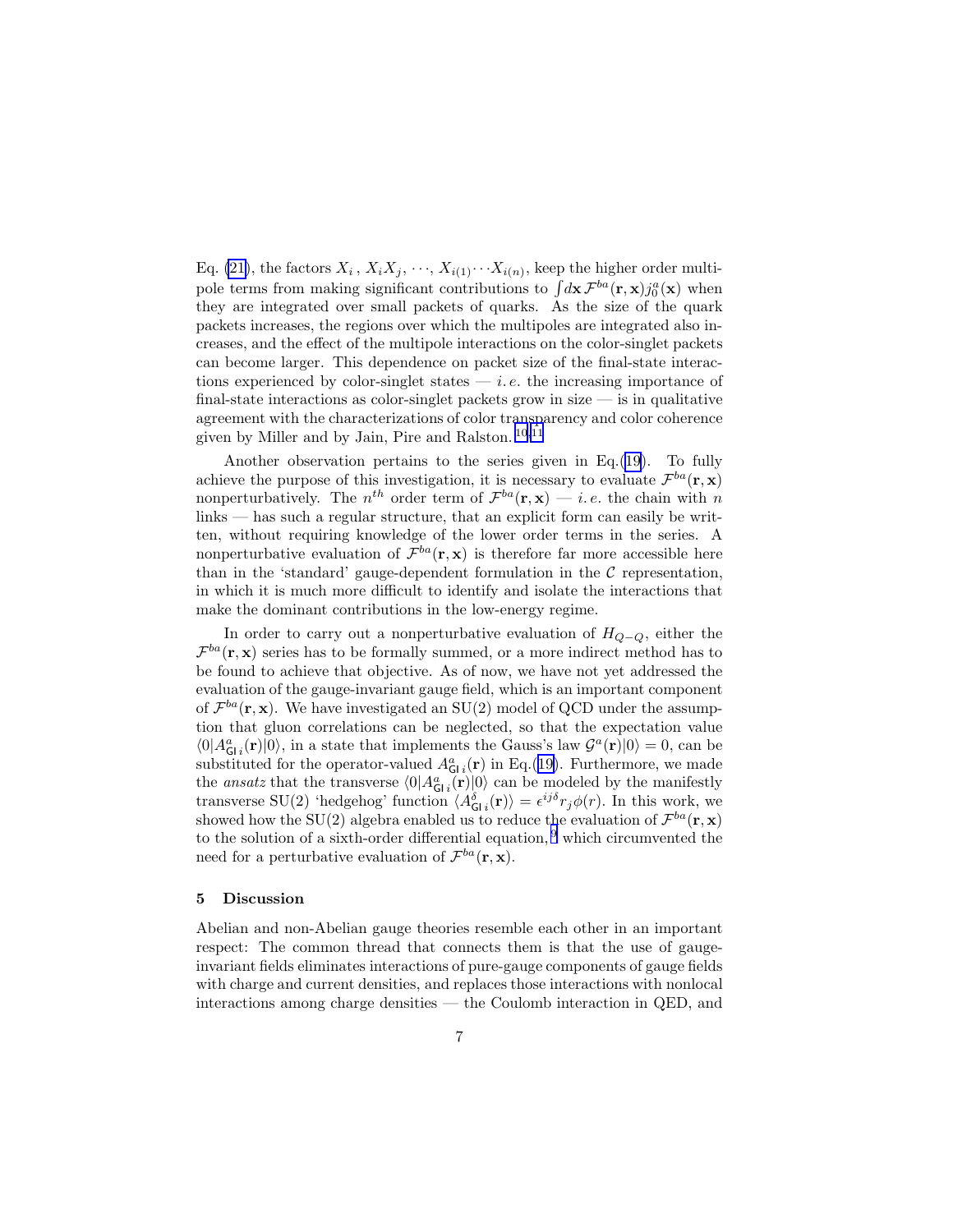Eq. (21), the factors $X_i$ , $X_iX_j$, $\cdots$, $X_{i(1)}\cdots X_{i(n)}$, keep the higher order multipole terms from making significant contributions to $\int d\mathbf{x}\,\mathcal{F}^{ba}(\mathbf{r},\mathbf{x})j_0^a(\mathbf{x})$ when they are integrated over small packets of quarks. As the size of the quark packets increases, the regions over which the multipoles are integrated also increases, and the effect of the multipole interactions on the color-singlet packets can become larger. This dependence on packet size of the final-state interactions experienced by color-singlet states — *i.e.* the increasing importance of final-state interactions as color-singlet packets grow in size — is in qualitative agreement with the characterizations of color transparency and color coherence given by Miller and by Jain, Pire and Ralston.[10,11]

Another observation pertains to the series given in Eq.(19). To fully achieve the purpose of this investigation, it is necessary to evaluate $\mathcal{F}^{ba}(\mathbf{r},\mathbf{x})$ nonperturbatively. The $n^{th}$ order term of $\mathcal{F}^{ba}(\mathbf{r},\mathbf{x})$ — *i.e.* the chain with $n$ links — has such a regular structure, that an explicit form can easily be written, without requiring knowledge of the lower order terms in the series. A nonperturbative evaluation of $\mathcal{F}^{ba}(\mathbf{r},\mathbf{x})$ is therefore far more accessible here than in the 'standard' gauge-dependent formulation in the $\mathcal{C}$ representation, in which it is much more difficult to identify and isolate the interactions that make the dominant contributions in the low-energy regime.

In order to carry out a nonperturbative evaluation of $H_{Q-Q}$, either the $\mathcal{F}^{ba}(\mathbf{r},\mathbf{x})$ series has to be formally summed, or a more indirect method has to be found to achieve that objective. As of now, we have not yet addressed the evaluation of the gauge-invariant gauge field, which is an important component of $\mathcal{F}^{ba}(\mathbf{r},\mathbf{x})$. We have investigated an SU(2) model of QCD under the assumption that gluon correlations can be neglected, so that the expectation value $\langle 0|A^a_{\mathsf{GI}\,i}(\mathbf{r})|0\rangle$, in a state that implements the Gauss's law $\mathcal{G}^a(\mathbf{r})|0\rangle = 0$, can be substituted for the operator-valued $A^a_{\mathsf{GI}\,i}(\mathbf{r})$ in Eq.(19). Furthermore, we made the *ansatz* that the transverse $\langle 0|A^a_{\mathsf{GI}\,i}(\mathbf{r})|0\rangle$ can be modeled by the manifestly transverse SU(2) 'hedgehog' function $\langle A^\delta_{\mathsf{GI}\,i}(\mathbf{r})\rangle = \epsilon^{ij\delta}r_j\phi(r)$. In this work, we showed how the SU(2) algebra enabled us to reduce the evaluation of $\mathcal{F}^{ba}(\mathbf{r},\mathbf{x})$ to the solution of a sixth-order differential equation,[9] which circumvented the need for a perturbative evaluation of $\mathcal{F}^{ba}(\mathbf{r},\mathbf{x})$.

## 5 Discussion

Abelian and non-Abelian gauge theories resemble each other in an important respect: The common thread that connects them is that the use of gauge-invariant fields eliminates interactions of pure-gauge components of gauge fields with charge and current densities, and replaces those interactions with nonlocal interactions among charge densities — the Coulomb interaction in QED, and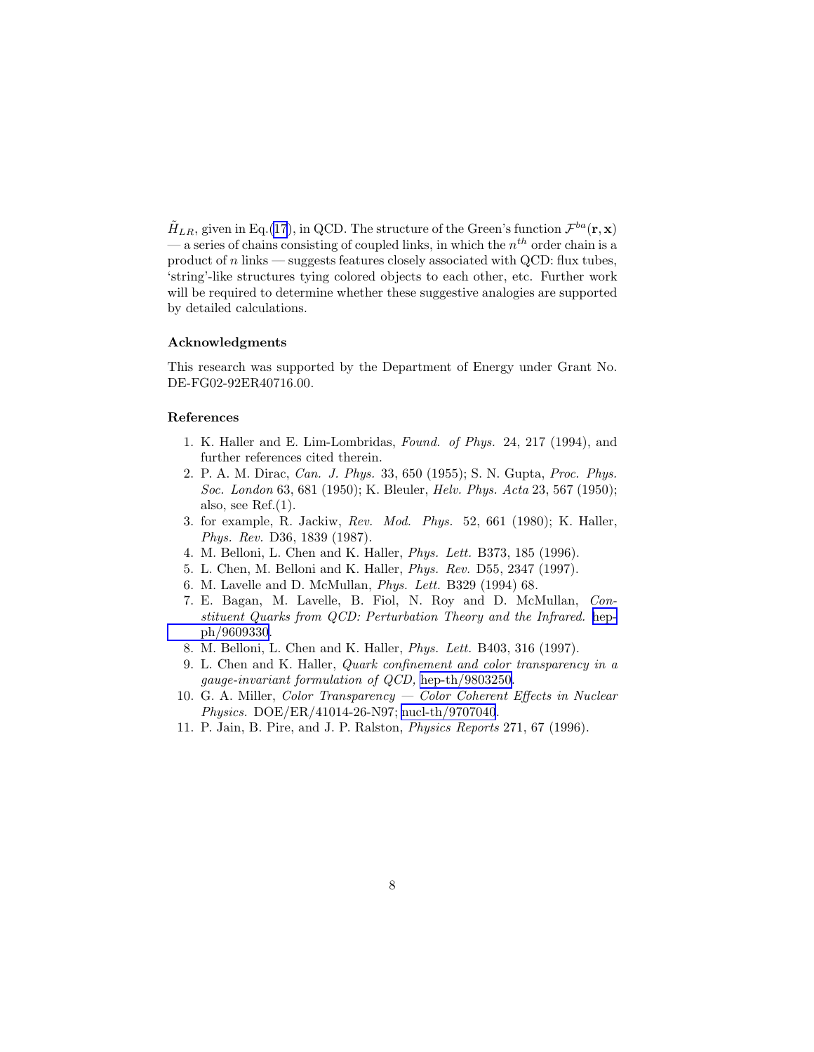$\tilde{H}_{LR}$, given in Eq.(17), in QCD. The structure of the Green's function $\mathcal{F}^{ba}(\mathbf{r}, \mathbf{x})$ — a series of chains consisting of coupled links, in which the $n^{th}$ order chain is a product of $n$ links — suggests features closely associated with QCD: flux tubes, 'string'-like structures tying colored objects to each other, etc. Further work will be required to determine whether these suggestive analogies are supported by detailed calculations.

### Acknowledgments

This research was supported by the Department of Energy under Grant No. DE-FG02-92ER40716.00.

### References

1. K. Haller and E. Lim-Lombridas, *Found. of Phys.* 24, 217 (1994), and further references cited therein.
2. P. A. M. Dirac, *Can. J. Phys.* 33, 650 (1955); S. N. Gupta, *Proc. Phys. Soc. London* 63, 681 (1950); K. Bleuler, *Helv. Phys. Acta* 23, 567 (1950); also, see Ref.(1).
3. for example, R. Jackiw, *Rev. Mod. Phys.* 52, 661 (1980); K. Haller, *Phys. Rev.* D36, 1839 (1987).
4. M. Belloni, L. Chen and K. Haller, *Phys. Lett.* B373, 185 (1996).
5. L. Chen, M. Belloni and K. Haller, *Phys. Rev.* D55, 2347 (1997).
6. M. Lavelle and D. McMullan, *Phys. Lett.* B329 (1994) 68.
7. E. Bagan, M. Lavelle, B. Fiol, N. Roy and D. McMullan, *Constituent Quarks from QCD: Perturbation Theory and the Infrared.* hep-ph/9609330.
8. M. Belloni, L. Chen and K. Haller, *Phys. Lett.* B403, 316 (1997).
9. L. Chen and K. Haller, *Quark confinement and color transparency in a gauge-invariant formulation of QCD,* hep-th/9803250.
10. G. A. Miller, *Color Transparency — Color Coherent Effects in Nuclear Physics.* DOE/ER/41014-26-N97; nucl-th/9707040.
11. P. Jain, B. Pire, and J. P. Ralston, *Physics Reports* 271, 67 (1996).